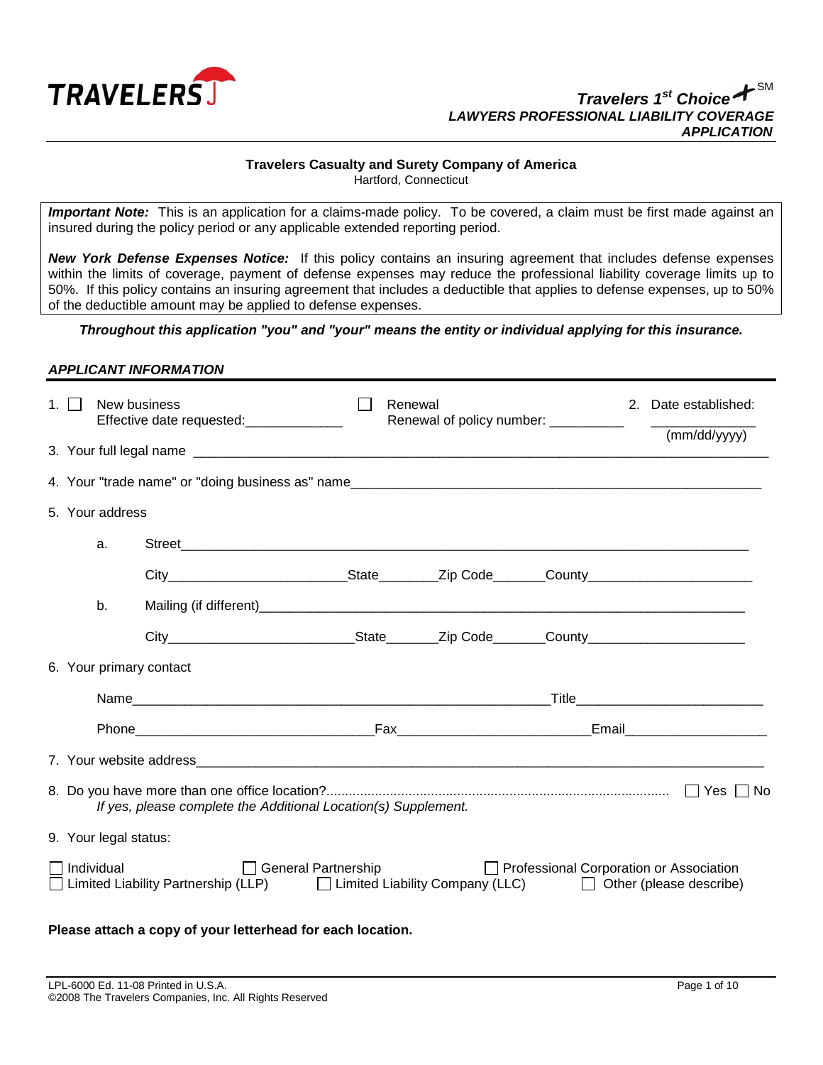TRAVELERS

***Travelers 1st Choice+*** SM
***LAWYERS PROFESSIONAL LIABILITY COVERAGE APPLICATION***

**Travelers Casualty and Surety Company of America**
Hartford, Connecticut

> ***Important Note:*** This is an application for a claims-made policy. To be covered, a claim must be first made against an insured during the policy period or any applicable extended reporting period.
>
> ***New York Defense Expenses Notice:*** If this policy contains an insuring agreement that includes defense expenses within the limits of coverage, payment of defense expenses may reduce the professional liability coverage limits up to 50%. If this policy contains an insuring agreement that includes a deductible that applies to defense expenses, up to 50% of the deductible amount may be applied to defense expenses.

***Throughout this application "you" and "your" means the entity or individual applying for this insurance.***

## *APPLICANT INFORMATION*

1. ☐ New business
   Effective date requested:_____________
   ☐ Renewal
   Renewal of policy number: __________
2. Date established: ______________ (mm/dd/yyyy)
3. Your full legal name ______________________________________________
4. Your "trade name" or "doing business as" name__________________________
5. Your address
   a. Street______________________________________________
      City________________________State________Zip Code_______County______________________
   b. Mailing (if different)______________________________________________
      City________________________State_______Zip Code_______County_____________________
6. Your primary contact
   Name__________________________________________Title_________________________
   Phone________________________________Fax_________________________Email___________________
7. Your website address______________________________________________
8. Do you have more than one office location?........................................................ ☐ Yes ☐ No
   *If yes, please complete the Additional Location(s) Supplement.*
9. Your legal status:

☐ Individual ☐ General Partnership ☐ Professional Corporation or Association
☐ Limited Liability Partnership (LLP) ☐ Limited Liability Company (LLC) ☐ Other (please describe)

**Please attach a copy of your letterhead for each location.**

LPL-6000 Ed. 11-08 Printed in U.S.A.
©2008 The Travelers Companies, Inc. All Rights Reserved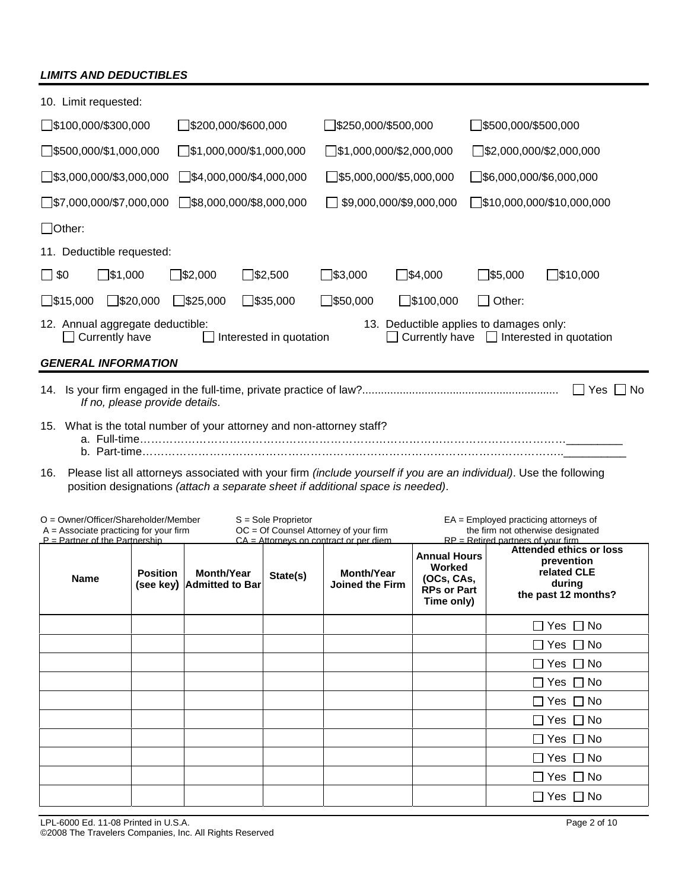### *LIMITS AND DEDUCTIBLES*

10. Limit requested:

☐ $100,000/$300,000 ☐ $200,000/$600,000 ☐ $250,000/$500,000 ☐ $500,000/$500,000

☐ $500,000/$1,000,000 ☐ $1,000,000/$1,000,000 ☐ $1,000,000/$2,000,000 ☐ $2,000,000/$2,000,000

☐ $3,000,000/$3,000,000 ☐ $4,000,000/$4,000,000 ☐ $5,000,000/$5,000,000 ☐ $6,000,000/$6,000,000

☐ $7,000,000/$7,000,000 ☐ $8,000,000/$8,000,000 ☐ $9,000,000/$9,000,000 ☐ $10,000,000/$10,000,000

☐ Other:

11. Deductible requested:

☐ $0 ☐ $1,000 ☐ $2,000 ☐ $2,500 ☐ $3,000 ☐ $4,000 ☐ $5,000 ☐ $10,000

☐ $15,000 ☐ $20,000 ☐ $25,000 ☐ $35,000 ☐ $50,000 ☐ $100,000 ☐ Other:

12. Annual aggregate deductible:
☐ Currently have ☐ Interested in quotation

13. Deductible applies to damages only:
☐ Currently have ☐ Interested in quotation

### *GENERAL INFORMATION*

14. Is your firm engaged in the full-time, private practice of law?.............................................................. ☐ Yes ☐ No
*If no, please provide details.*

15. What is the total number of your attorney and non-attorney staff?
   a. Full-time………………………………………………………………………………………………________
   b. Part-time……………………………………………………………………………………………..________

16. Please list all attorneys associated with your firm *(include yourself if you are an individual)*. Use the following position designations *(attach a separate sheet if additional space is needed)*.

O = Owner/Officer/Shareholder/Member
A = Associate practicing for your firm
P = Partner of the Partnership
S = Sole Proprietor
OC = Of Counsel Attorney of your firm
CA = Attorneys on contract or per diem
EA = Employed practicing attorneys of the firm not otherwise designated
RP = Retired partners of your firm

| Name | Position (see key) | Month/Year Admitted to Bar | State(s) | Month/Year Joined the Firm | Annual Hours Worked (OCs, CAs, RPs or Part Time only) | Attended ethics or loss prevention related CLE during the past 12 months? |
|---|---|---|---|---|---|---|
| | | | | | | ☐ Yes ☐ No |
| | | | | | | ☐ Yes ☐ No |
| | | | | | | ☐ Yes ☐ No |
| | | | | | | ☐ Yes ☐ No |
| | | | | | | ☐ Yes ☐ No |
| | | | | | | ☐ Yes ☐ No |
| | | | | | | ☐ Yes ☐ No |
| | | | | | | ☐ Yes ☐ No |
| | | | | | | ☐ Yes ☐ No |
| | | | | | | ☐ Yes ☐ No |

LPL-6000 Ed. 11-08 Printed in U.S.A.
©2008 The Travelers Companies, Inc. All Rights Reserved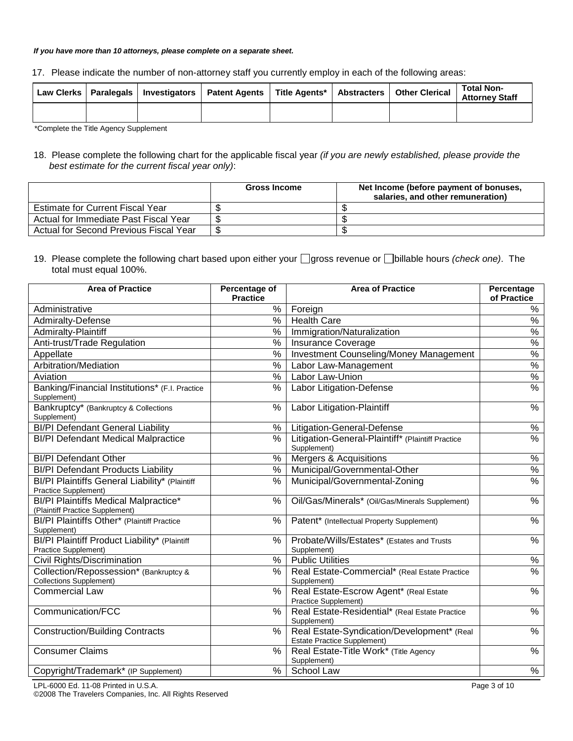***If you have more than 10 attorneys, please complete on a separate sheet.***

17. Please indicate the number of non-attorney staff you currently employ in each of the following areas:

| Law Clerks | Paralegals | Investigators | Patent Agents | Title Agents* | Abstracters | Other Clerical | Total Non-Attorney Staff |
|---|---|---|---|---|---|---|---|
| | | | | | | | |

*Complete the Title Agency Supplement

18. Please complete the following chart for the applicable fiscal year *(if you are newly established, please provide the best estimate for the current fiscal year only)*:

| | Gross Income | Net Income (before payment of bonuses, salaries, and other remuneration) |
|---|---|---|
| Estimate for Current Fiscal Year | $ | $ |
| Actual for Immediate Past Fiscal Year | $ | $ |
| Actual for Second Previous Fiscal Year | $ | $ |

19. Please complete the following chart based upon either your ☐ gross revenue or ☐ billable hours *(check one)*. The total must equal 100%.

| Area of Practice | Percentage of Practice | Area of Practice | Percentage of Practice |
|---|---|---|---|
| Administrative | % | Foreign | % |
| Admiralty-Defense | % | Health Care | % |
| Admiralty-Plaintiff | % | Immigration/Naturalization | % |
| Anti-trust/Trade Regulation | % | Insurance Coverage | % |
| Appellate | % | Investment Counseling/Money Management | % |
| Arbitration/Mediation | % | Labor Law-Management | % |
| Aviation | % | Labor Law-Union | % |
| Banking/Financial Institutions* (F.I. Practice Supplement) | % | Labor Litigation-Defense | % |
| Bankruptcy* (Bankruptcy & Collections Supplement) | % | Labor Litigation-Plaintiff | % |
| BI/PI Defendant General Liability | % | Litigation-General-Defense | % |
| BI/PI Defendant Medical Malpractice | % | Litigation-General-Plaintiff* (Plaintiff Practice Supplement) | % |
| BI/PI Defendant Other | % | Mergers & Acquisitions | % |
| BI/PI Defendant Products Liability | % | Municipal/Governmental-Other | % |
| BI/PI Plaintiffs General Liability* (Plaintiff Practice Supplement) | % | Municipal/Governmental-Zoning | % |
| BI/PI Plaintiffs Medical Malpractice* (Plaintiff Practice Supplement) | % | Oil/Gas/Minerals* (Oil/Gas/Minerals Supplement) | % |
| BI/PI Plaintiffs Other* (Plaintiff Practice Supplement) | % | Patent* (Intellectual Property Supplement) | % |
| BI/PI Plaintiff Product Liability* (Plaintiff Practice Supplement) | % | Probate/Wills/Estates* (Estates and Trusts Supplement) | % |
| Civil Rights/Discrimination | % | Public Utilities | % |
| Collection/Repossession* (Bankruptcy & Collections Supplement) | % | Real Estate-Commercial* (Real Estate Practice Supplement) | % |
| Commercial Law | % | Real Estate-Escrow Agent* (Real Estate Practice Supplement) | % |
| Communication/FCC | % | Real Estate-Residential* (Real Estate Practice Supplement) | % |
| Construction/Building Contracts | % | Real Estate-Syndication/Development* (Real Estate Practice Supplement) | % |
| Consumer Claims | % | Real Estate-Title Work* (Title Agency Supplement) | % |
| Copyright/Trademark* (IP Supplement) | % | School Law | % |

LPL-6000 Ed. 11-08 Printed in U.S.A.
©2008 The Travelers Companies, Inc. All Rights Reserved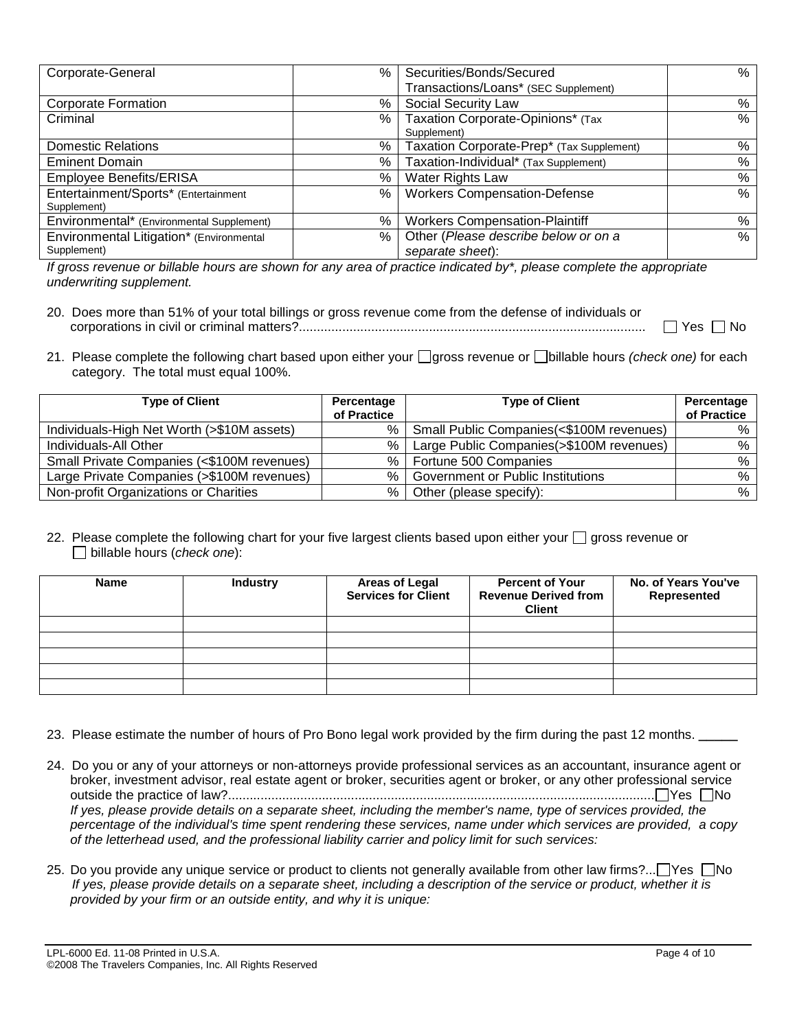| Corporate-General | % | Securities/Bonds/Secured Transactions/Loans* (SEC Supplement) | % |
|---|---|---|---|
| Corporate Formation | % | Social Security Law | % |
| Criminal | % | Taxation Corporate-Opinions* (Tax Supplement) | % |
| Domestic Relations | % | Taxation Corporate-Prep* (Tax Supplement) | % |
| Eminent Domain | % | Taxation-Individual* (Tax Supplement) | % |
| Employee Benefits/ERISA | % | Water Rights Law | % |
| Entertainment/Sports* (Entertainment Supplement) | % | Workers Compensation-Defense | % |
| Environmental* (Environmental Supplement) | % | Workers Compensation-Plaintiff | % |
| Environmental Litigation* (Environmental Supplement) | % | Other (*Please describe below or on a separate sheet*): | % |

*If gross revenue or billable hours are shown for any area of practice indicated by*, please complete the appropriate underwriting supplement.*

20. Does more than 51% of your total billings or gross revenue come from the defense of individuals or corporations in civil or criminal matters?................................................................................................ ☐ Yes ☐ No

21. Please complete the following chart based upon either your ☐ gross revenue or ☐ billable hours *(check one)* for each category. The total must equal 100%.

| Type of Client | Percentage of Practice | Type of Client | Percentage of Practice |
|---|---|---|---|
| Individuals-High Net Worth (>$10M assets) | % | Small Public Companies(<$100M revenues) | % |
| Individuals-All Other | % | Large Public Companies(>$100M revenues) | % |
| Small Private Companies (<$100M revenues) | % | Fortune 500 Companies | % |
| Large Private Companies (>$100M revenues) | % | Government or Public Institutions | % |
| Non-profit Organizations or Charities | % | Other (please specify): | % |

22. Please complete the following chart for your five largest clients based upon either your ☐ gross revenue or ☐ billable hours (*check one*):

| Name | Industry | Areas of Legal Services for Client | Percent of Your Revenue Derived from Client | No. of Years You've Represented |
|---|---|---|---|---|
| | | | | |
| | | | | |
| | | | | |
| | | | | |
| | | | | |

23. Please estimate the number of hours of Pro Bono legal work provided by the firm during the past 12 months. _____

24. Do you or any of your attorneys or non-attorneys provide professional services as an accountant, insurance agent or broker, investment advisor, real estate agent or broker, securities agent or broker, or any other professional service outside the practice of law?........................................................................................................................ ☐ Yes ☐ No
*If yes, please provide details on a separate sheet, including the member's name, type of services provided, the percentage of the individual's time spent rendering these services, name under which services are provided, a copy of the letterhead used, and the professional liability carrier and policy limit for such services:*

25. Do you provide any unique service or product to clients not generally available from other law firms?... ☐ Yes ☐ No
*If yes, please provide details on a separate sheet, including a description of the service or product, whether it is provided by your firm or an outside entity, and why it is unique:*

LPL-6000 Ed. 11-08 Printed in U.S.A.
©2008 The Travelers Companies, Inc. All Rights Reserved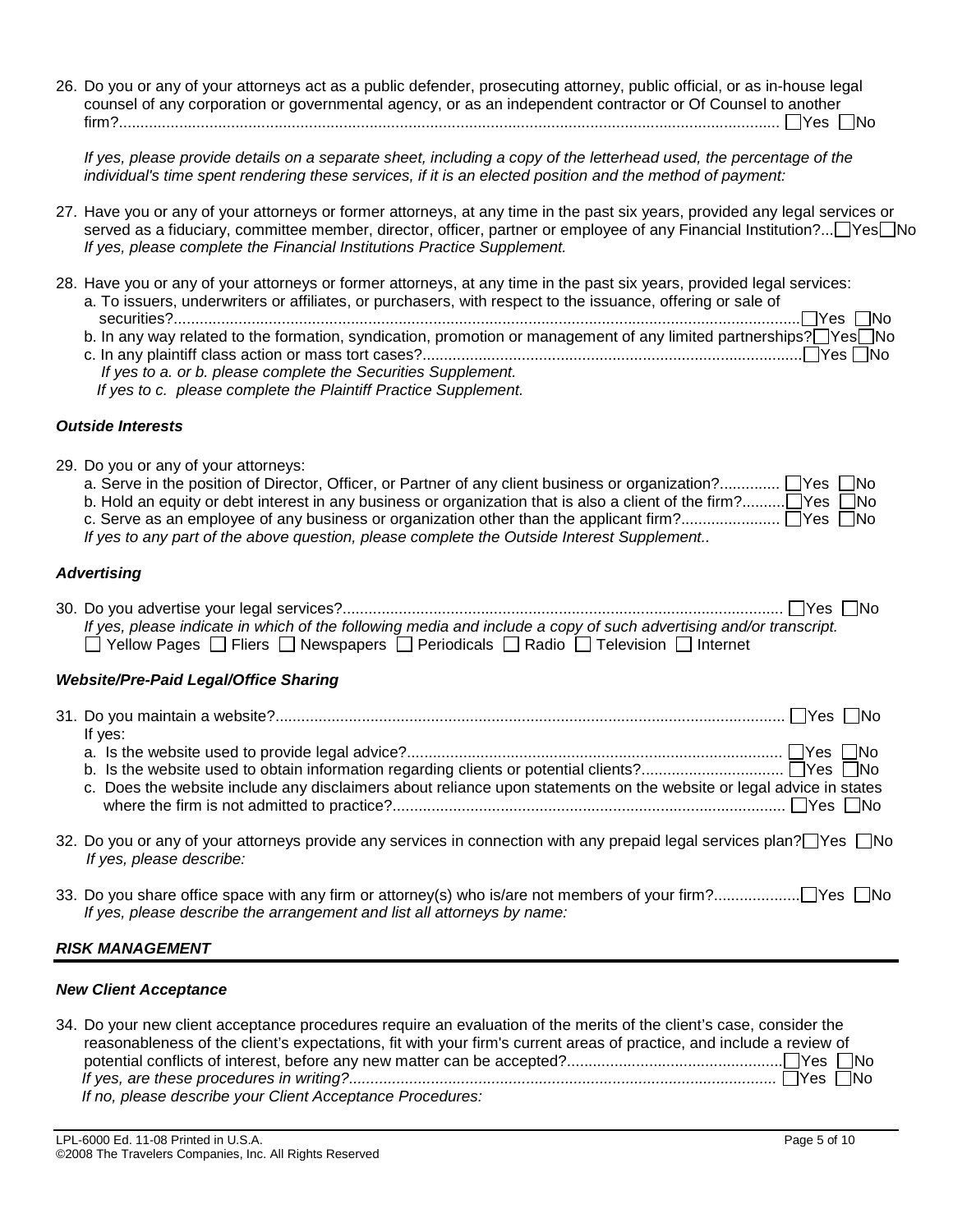26. Do you or any of your attorneys act as a public defender, prosecuting attorney, public official, or as in-house legal counsel of any corporation or governmental agency, or as an independent contractor or Of Counsel to another firm?........................................................................................................................................... ☐Yes ☐No

    *If yes, please provide details on a separate sheet, including a copy of the letterhead used, the percentage of the individual's time spent rendering these services, if it is an elected position and the method of payment:*

27. Have you or any of your attorneys or former attorneys, at any time in the past six years, provided any legal services or served as a fiduciary, committee member, director, officer, partner or employee of any Financial Institution?...☐Yes☐No
    *If yes, please complete the Financial Institutions Practice Supplement.*

28. Have you or any of your attorneys or former attorneys, at any time in the past six years, provided legal services:
    a. To issuers, underwriters or affiliates, or purchasers, with respect to the issuance, offering or sale of securities?...................................................................................................................................................☐Yes ☐No
    b. In any way related to the formation, syndication, promotion or management of any limited partnerships?☐Yes☐No
    c. In any plaintiff class action or mass tort cases?.......................................................................................☐Yes ☐No
    *If yes to a. or b. please complete the Securities Supplement.*
    *If yes to c. please complete the Plaintiff Practice Supplement.*

### *Outside Interests*

29. Do you or any of your attorneys:
    a. Serve in the position of Director, Officer, or Partner of any client business or organization?............. ☐Yes ☐No
    b. Hold an equity or debt interest in any business or organization that is also a client of the firm?..........☐Yes ☐No
    c. Serve as an employee of any business or organization other than the applicant firm?...................... ☐Yes ☐No
    *If yes to any part of the above question, please complete the Outside Interest Supplement..*

### *Advertising*

30. Do you advertise your legal services?...................................................................................................... ☐Yes ☐No
    *If yes, please indicate in which of the following media and include a copy of such advertising and/or transcript.*
    ☐ Yellow Pages ☐ Fliers ☐ Newspapers ☐ Periodicals ☐ Radio ☐ Television ☐ Internet

### *Website/Pre-Paid Legal/Office Sharing*

31. Do you maintain a website?...................................................................................................................... ☐Yes ☐No
    If yes:
    a. Is the website used to provide legal advice?....................................................................................... ☐Yes ☐No
    b. Is the website used to obtain information regarding clients or potential clients?................................ ☐Yes ☐No
    c. Does the website include any disclaimers about reliance upon statements on the website or legal advice in states where the firm is not admitted to practice?........................................................................................... ☐Yes ☐No

32. Do you or any of your attorneys provide any services in connection with any prepaid legal services plan?☐Yes ☐No
    *If yes, please describe:*

33. Do you share office space with any firm or attorney(s) who is/are not members of your firm?...................☐Yes ☐No
    *If yes, please describe the arrangement and list all attorneys by name:*

## ***RISK MANAGEMENT***

### *New Client Acceptance*

34. Do your new client acceptance procedures require an evaluation of the merits of the client's case, consider the reasonableness of the client's expectations, fit with your firm's current areas of practice, and include a review of potential conflicts of interest, before any new matter can be accepted?..................................................☐Yes ☐No
    *If yes, are these procedures in writing?.................................................................................................. ☐Yes ☐No*
    *If no, please describe your Client Acceptance Procedures:*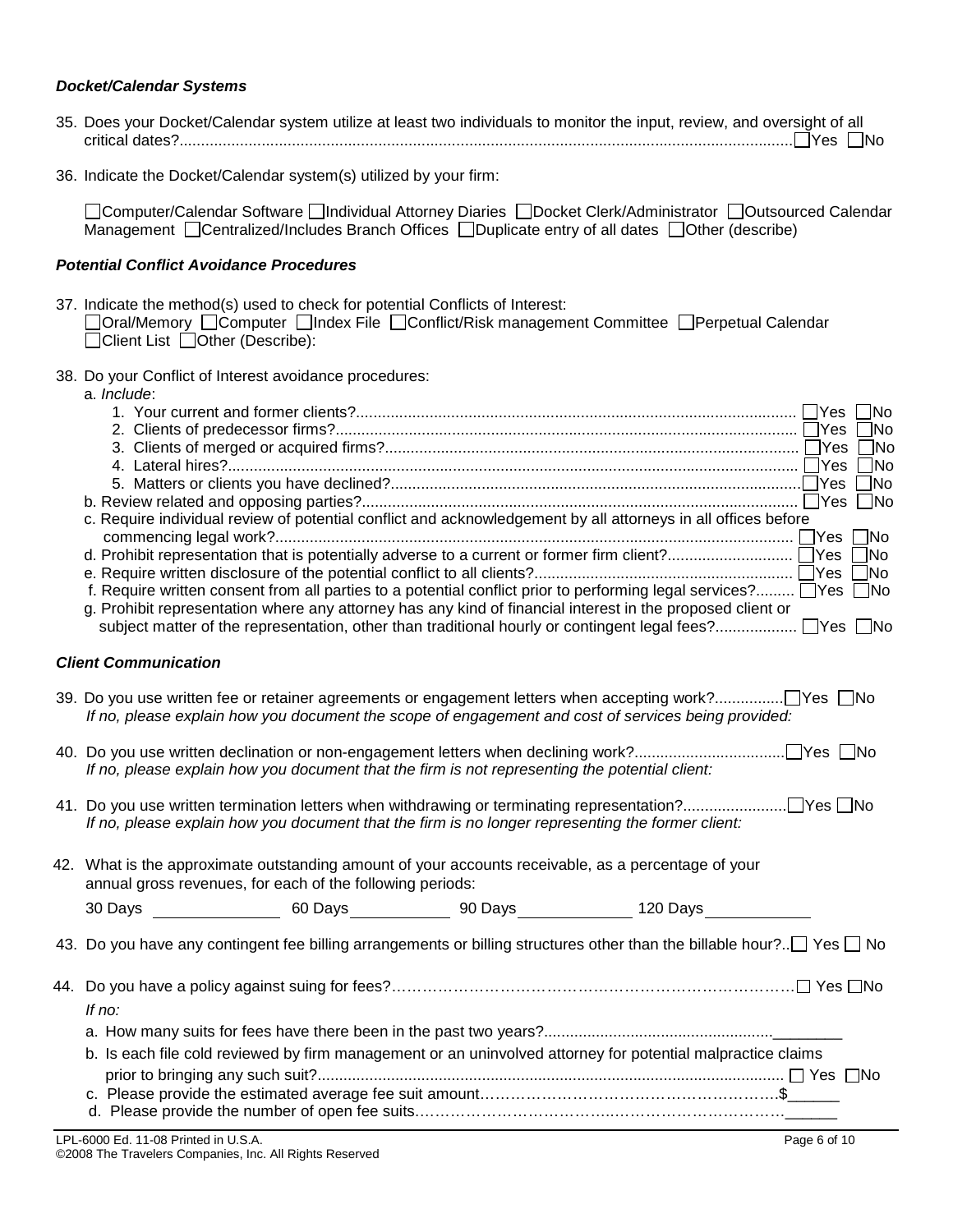***Docket/Calendar Systems***

35. Does your Docket/Calendar system utilize at least two individuals to monitor the input, review, and oversight of all critical dates? ☐ Yes ☐ No

36. Indicate the Docket/Calendar system(s) utilized by your firm:

    ☐ Computer/Calendar Software ☐ Individual Attorney Diaries ☐ Docket Clerk/Administrator ☐ Outsourced Calendar Management ☐ Centralized/Includes Branch Offices ☐ Duplicate entry of all dates ☐ Other (describe)

***Potential Conflict Avoidance Procedures***

37. Indicate the method(s) used to check for potential Conflicts of Interest:
    ☐ Oral/Memory ☐ Computer ☐ Index File ☐ Conflict/Risk management Committee ☐ Perpetual Calendar ☐ Client List ☐ Other (Describe):

38. Do your Conflict of Interest avoidance procedures:
    a. *Include*:
       1. Your current and former clients? ☐ Yes ☐ No
       2. Clients of predecessor firms? ☐ Yes ☐ No
       3. Clients of merged or acquired firms? ☐ Yes ☐ No
       4. Lateral hires? ☐ Yes ☐ No
       5. Matters or clients you have declined? ☐ Yes ☐ No
    b. Review related and opposing parties? ☐ Yes ☐ No
    c. Require individual review of potential conflict and acknowledgement by all attorneys in all offices before commencing legal work? ☐ Yes ☐ No
    d. Prohibit representation that is potentially adverse to a current or former firm client? ☐ Yes ☐ No
    e. Require written disclosure of the potential conflict to all clients? ☐ Yes ☐ No
    f. Require written consent from all parties to a potential conflict prior to performing legal services? ☐ Yes ☐ No
    g. Prohibit representation where any attorney has any kind of financial interest in the proposed client or subject matter of the representation, other than traditional hourly or contingent legal fees? ☐ Yes ☐ No

***Client Communication***

39. Do you use written fee or retainer agreements or engagement letters when accepting work? ☐ Yes ☐ No
    *If no, please explain how you document the scope of engagement and cost of services being provided:*

40. Do you use written declination or non-engagement letters when declining work? ☐ Yes ☐ No
    *If no, please explain how you document that the firm is not representing the potential client:*

41. Do you use written termination letters when withdrawing or terminating representation? ☐ Yes ☐ No
    *If no, please explain how you document that the firm is no longer representing the former client:*

42. What is the approximate outstanding amount of your accounts receivable, as a percentage of your annual gross revenues, for each of the following periods:

    30 Days ________ 60 Days ________ 90 Days ________ 120 Days ________

43. Do you have any contingent fee billing arrangements or billing structures other than the billable hour? ☐ Yes ☐ No

44. Do you have a policy against suing for fees? ☐ Yes ☐ No
    *If no:*
    a. How many suits for fees have there been in the past two years? ________
    b. Is each file cold reviewed by firm management or an uninvolved attorney for potential malpractice claims prior to bringing any such suit? ☐ Yes ☐ No
    c. Please provide the estimated average fee suit amount $______
    d. Please provide the number of open fee suits ______

LPL-6000 Ed. 11-08 Printed in U.S.A.
©2008 The Travelers Companies, Inc. All Rights Reserved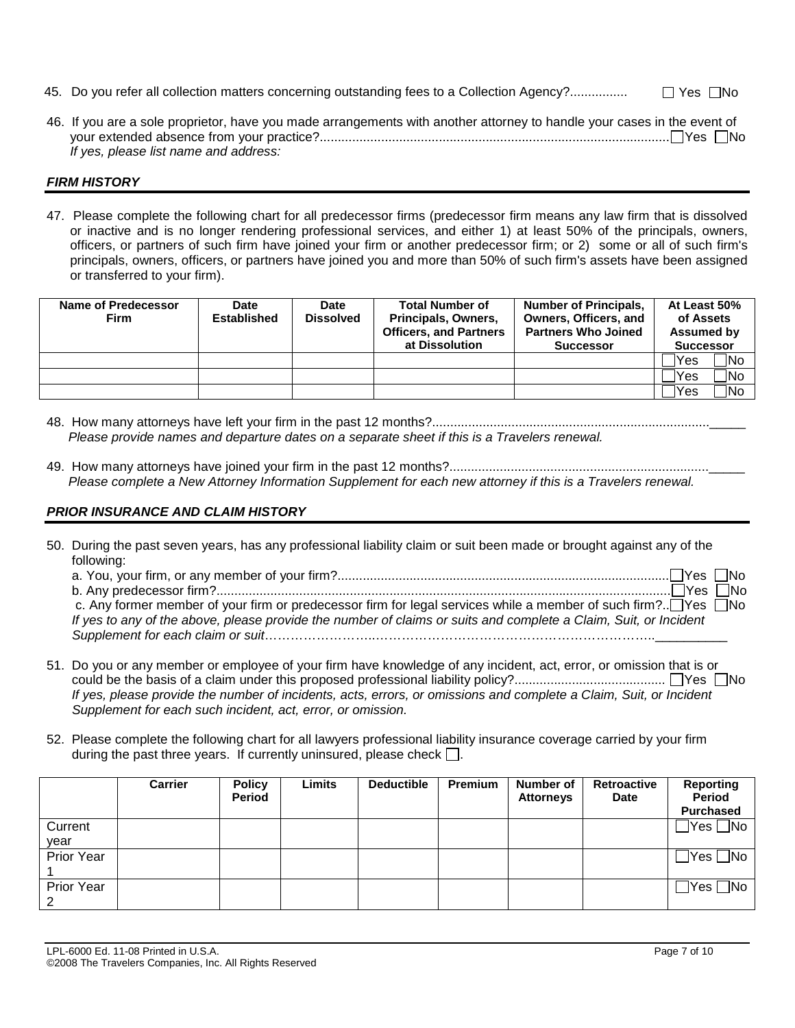45. Do you refer all collection matters concerning outstanding fees to a Collection Agency?................ ☐ Yes ☐ No

46. If you are a sole proprietor, have you made arrangements with another attorney to handle your cases in the event of your extended absence from your practice?.................................................................................................☐ Yes ☐ No
*If yes, please list name and address:*

## *FIRM HISTORY*

47. Please complete the following chart for all predecessor firms (predecessor firm means any law firm that is dissolved or inactive and is no longer rendering professional services, and either 1) at least 50% of the principals, owners, officers, or partners of such firm have joined your firm or another predecessor firm; or 2) some or all of such firm's principals, owners, officers, or partners have joined you and more than 50% of such firm's assets have been assigned or transferred to your firm).

| Name of Predecessor Firm | Date Established | Date Dissolved | Total Number of Principals, Owners, Officers, and Partners at Dissolution | Number of Principals, Owners, Officers, and Partners Who Joined Successor | At Least 50% of Assets Assumed by Successor |
|---|---|---|---|---|---|
| | | | | | ☐ Yes ☐ No |
| | | | | | ☐ Yes ☐ No |
| | | | | | ☐ Yes ☐ No |

48. How many attorneys have left your firm in the past 12 months?.............................................................................._____
*Please provide names and departure dates on a separate sheet if this is a Travelers renewal.*

49. How many attorneys have joined your firm in the past 12 months?........................................................................_____
*Please complete a New Attorney Information Supplement for each new attorney if this is a Travelers renewal.*

## *PRIOR INSURANCE AND CLAIM HISTORY*

50. During the past seven years, has any professional liability claim or suit been made or brought against any of the following:
a. You, your firm, or any member of your firm?............................................................................................☐ Yes ☐ No
b. Any predecessor firm?..............................................................................................................................☐ Yes ☐ No
c. Any former member of your firm or predecessor firm for legal services while a member of such firm?..☐ Yes ☐ No
*If yes to any of the above, please provide the number of claims or suits and complete a Claim, Suit, or Incident Supplement for each claim or suit*………………………..……………………………………………………..__________

51. Do you or any member or employee of your firm have knowledge of any incident, act, error, or omission that is or could be the basis of a claim under this proposed professional liability policy?......................................... ☐ Yes ☐ No
*If yes, please provide the number of incidents, acts, errors, or omissions and complete a Claim, Suit, or Incident Supplement for each such incident, act, error, or omission.*

52. Please complete the following chart for all lawyers professional liability insurance coverage carried by your firm during the past three years. If currently uninsured, please check ☐.

| | Carrier | Policy Period | Limits | Deductible | Premium | Number of Attorneys | Retroactive Date | Reporting Period Purchased |
|---|---|---|---|---|---|---|---|---|
| Current year | | | | | | | | ☐ Yes ☐ No |
| Prior Year 1 | | | | | | | | ☐ Yes ☐ No |
| Prior Year 2 | | | | | | | | ☐ Yes ☐ No |

LPL-6000 Ed. 11-08 Printed in U.S.A.
©2008 The Travelers Companies, Inc. All Rights Reserved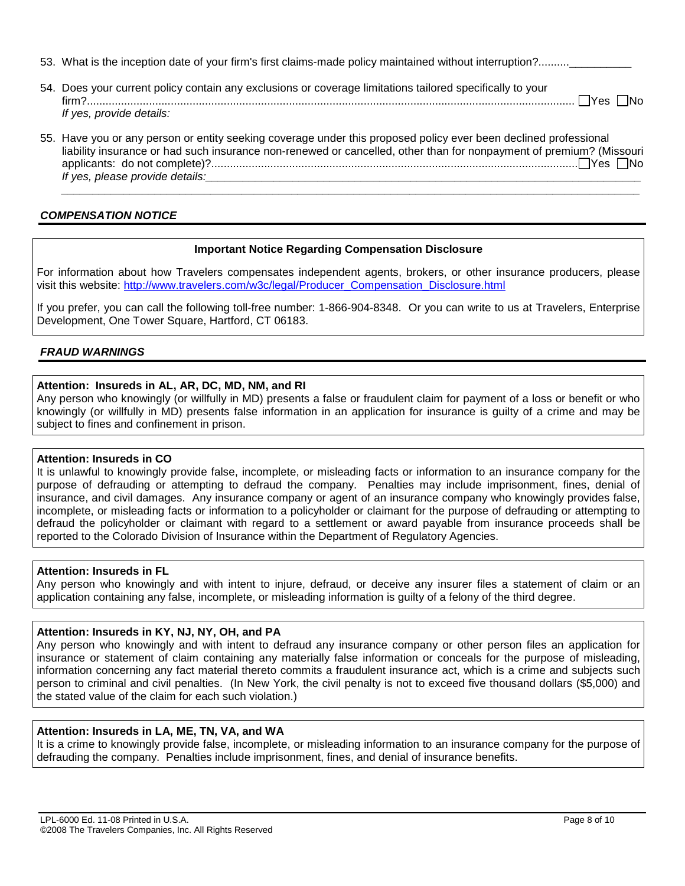53. What is the inception date of your firm's first claims-made policy maintained without interruption?..........__________

54. Does your current policy contain any exclusions or coverage limitations tailored specifically to your firm?............................................................................................................................................................ ☐Yes ☐No
    *If yes, provide details:*

55. Have you or any person or entity seeking coverage under this proposed policy ever been declined professional liability insurance or had such insurance non-renewed or cancelled, other than for nonpayment of premium? (Missouri applicants: do not complete)?....................................................................................................................☐Yes ☐No
    *If yes, please provide details:*_____________________________________________________________________________
    _____________________________________________________________________________________________

## *COMPENSATION NOTICE*

**Important Notice Regarding Compensation Disclosure**

For information about how Travelers compensates independent agents, brokers, or other insurance producers, please visit this website: http://www.travelers.com/w3c/legal/Producer_Compensation_Disclosure.html

If you prefer, you can call the following toll-free number: 1-866-904-8348. Or you can write to us at Travelers, Enterprise Development, One Tower Square, Hartford, CT 06183.

## *FRAUD WARNINGS*

**Attention: Insureds in AL, AR, DC, MD, NM, and RI**
Any person who knowingly (or willfully in MD) presents a false or fraudulent claim for payment of a loss or benefit or who knowingly (or willfully in MD) presents false information in an application for insurance is guilty of a crime and may be subject to fines and confinement in prison.

**Attention: Insureds in CO**
It is unlawful to knowingly provide false, incomplete, or misleading facts or information to an insurance company for the purpose of defrauding or attempting to defraud the company. Penalties may include imprisonment, fines, denial of insurance, and civil damages. Any insurance company or agent of an insurance company who knowingly provides false, incomplete, or misleading facts or information to a policyholder or claimant for the purpose of defrauding or attempting to defraud the policyholder or claimant with regard to a settlement or award payable from insurance proceeds shall be reported to the Colorado Division of Insurance within the Department of Regulatory Agencies.

**Attention: Insureds in FL**
Any person who knowingly and with intent to injure, defraud, or deceive any insurer files a statement of claim or an application containing any false, incomplete, or misleading information is guilty of a felony of the third degree.

**Attention: Insureds in KY, NJ, NY, OH, and PA**
Any person who knowingly and with intent to defraud any insurance company or other person files an application for insurance or statement of claim containing any materially false information or conceals for the purpose of misleading, information concerning any fact material thereto commits a fraudulent insurance act, which is a crime and subjects such person to criminal and civil penalties. (In New York, the civil penalty is not to exceed five thousand dollars ($5,000) and the stated value of the claim for each such violation.)

**Attention: Insureds in LA, ME, TN, VA, and WA**
It is a crime to knowingly provide false, incomplete, or misleading information to an insurance company for the purpose of defrauding the company. Penalties include imprisonment, fines, and denial of insurance benefits.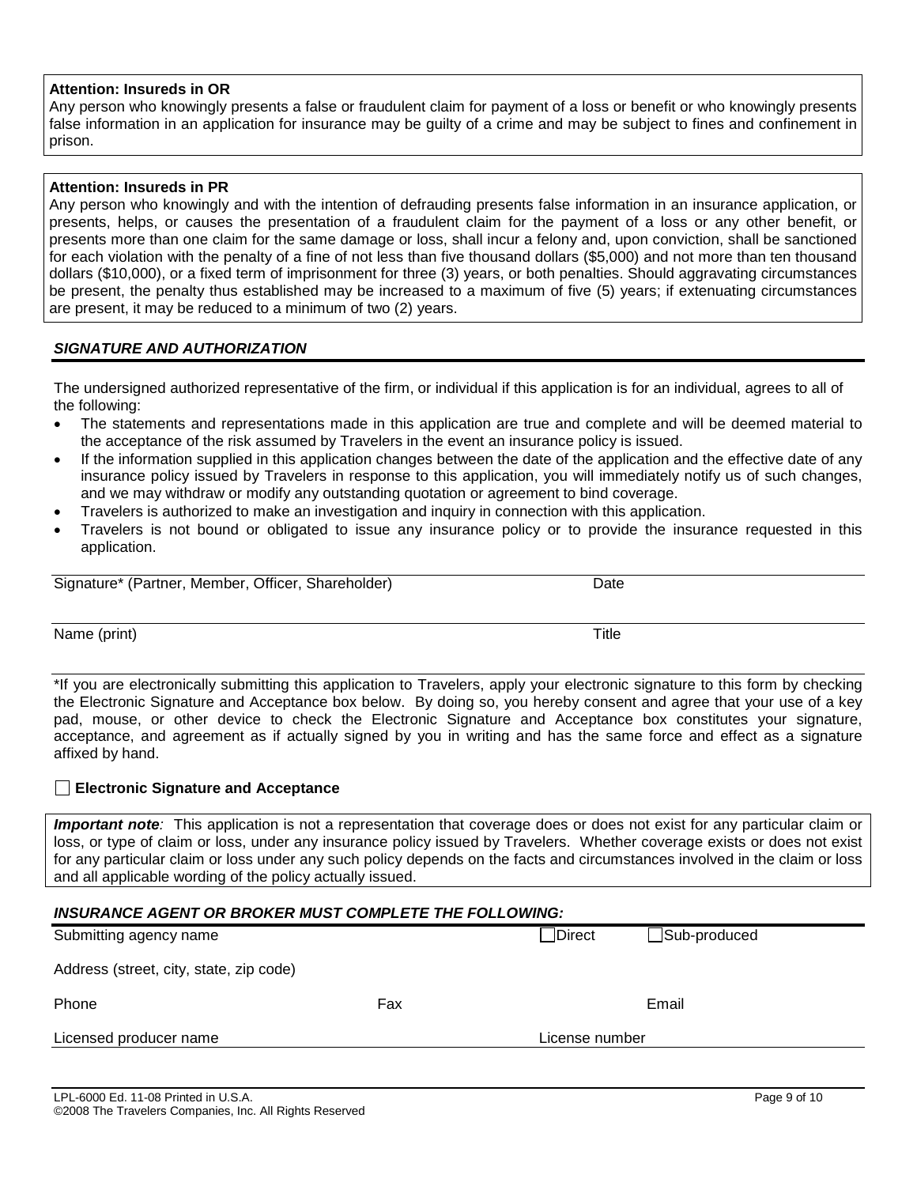**Attention: Insureds in OR**
Any person who knowingly presents a false or fraudulent claim for payment of a loss or benefit or who knowingly presents false information in an application for insurance may be guilty of a crime and may be subject to fines and confinement in prison.

**Attention: Insureds in PR**
Any person who knowingly and with the intention of defrauding presents false information in an insurance application, or presents, helps, or causes the presentation of a fraudulent claim for the payment of a loss or any other benefit, or presents more than one claim for the same damage or loss, shall incur a felony and, upon conviction, shall be sanctioned for each violation with the penalty of a fine of not less than five thousand dollars ($5,000) and not more than ten thousand dollars ($10,000), or a fixed term of imprisonment for three (3) years, or both penalties. Should aggravating circumstances be present, the penalty thus established may be increased to a maximum of five (5) years; if extenuating circumstances are present, it may be reduced to a minimum of two (2) years.

## *SIGNATURE AND AUTHORIZATION*

The undersigned authorized representative of the firm, or individual if this application is for an individual, agrees to all of the following:

- The statements and representations made in this application are true and complete and will be deemed material to the acceptance of the risk assumed by Travelers in the event an insurance policy is issued.
- If the information supplied in this application changes between the date of the application and the effective date of any insurance policy issued by Travelers in response to this application, you will immediately notify us of such changes, and we may withdraw or modify any outstanding quotation or agreement to bind coverage.
- Travelers is authorized to make an investigation and inquiry in connection with this application.
- Travelers is not bound or obligated to issue any insurance policy or to provide the insurance requested in this application.

Signature* (Partner, Member, Officer, Shareholder) ____________________ Date ____________

Name (print) ____________________ Title ____________

*If you are electronically submitting this application to Travelers, apply your electronic signature to this form by checking the Electronic Signature and Acceptance box below. By doing so, you hereby consent and agree that your use of a key pad, mouse, or other device to check the Electronic Signature and Acceptance box constitutes your signature, acceptance, and agreement as if actually signed by you in writing and has the same force and effect as a signature affixed by hand.

☐ **Electronic Signature and Acceptance**

***Important note****:* This application is not a representation that coverage does or does not exist for any particular claim or loss, or type of claim or loss, under any insurance policy issued by Travelers. Whether coverage exists or does not exist for any particular claim or loss under any such policy depends on the facts and circumstances involved in the claim or loss and all applicable wording of the policy actually issued.

## *INSURANCE AGENT OR BROKER MUST COMPLETE THE FOLLOWING:*

Submitting agency name ____________________ ☐ Direct ☐ Sub-produced

Address (street, city, state, zip code) ____________________

Phone ____________ Fax ____________ Email ____________

Licensed producer name ____________________ License number ____________

LPL-6000 Ed. 11-08 Printed in U.S.A.
©2008 The Travelers Companies, Inc. All Rights Reserved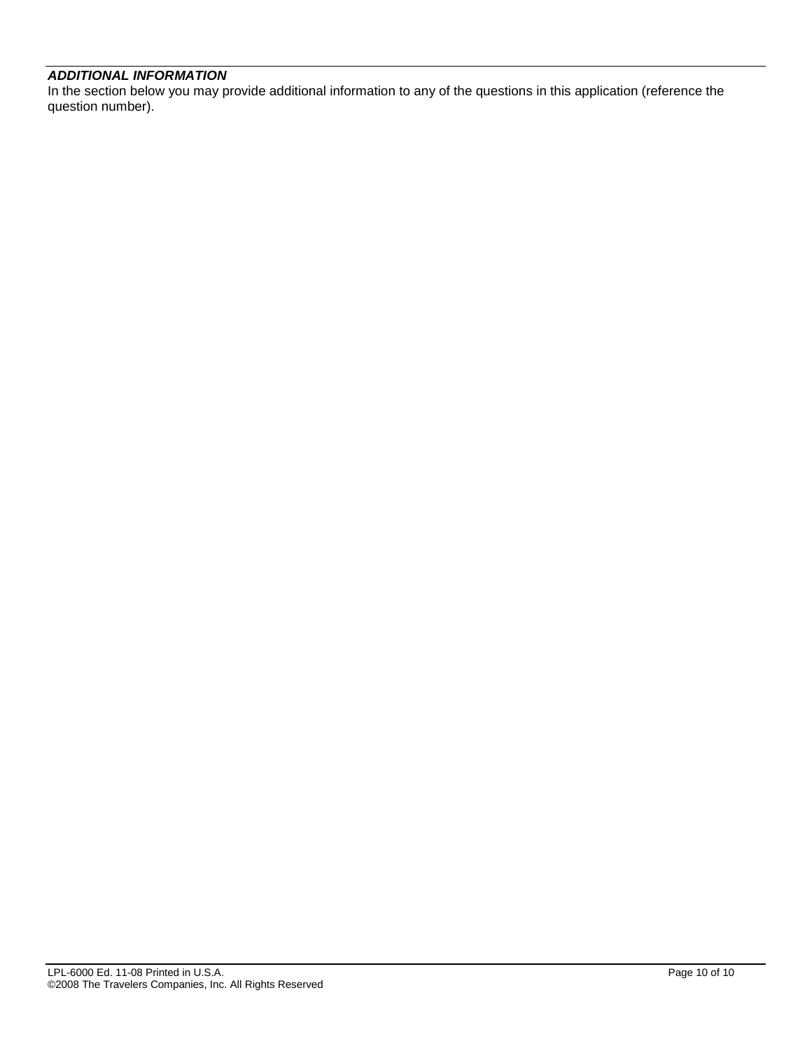***ADDITIONAL INFORMATION***

In the section below you may provide additional information to any of the questions in this application (reference the question number).

LPL-6000 Ed. 11-08 Printed in U.S.A.
©2008 The Travelers Companies, Inc. All Rights Reserved